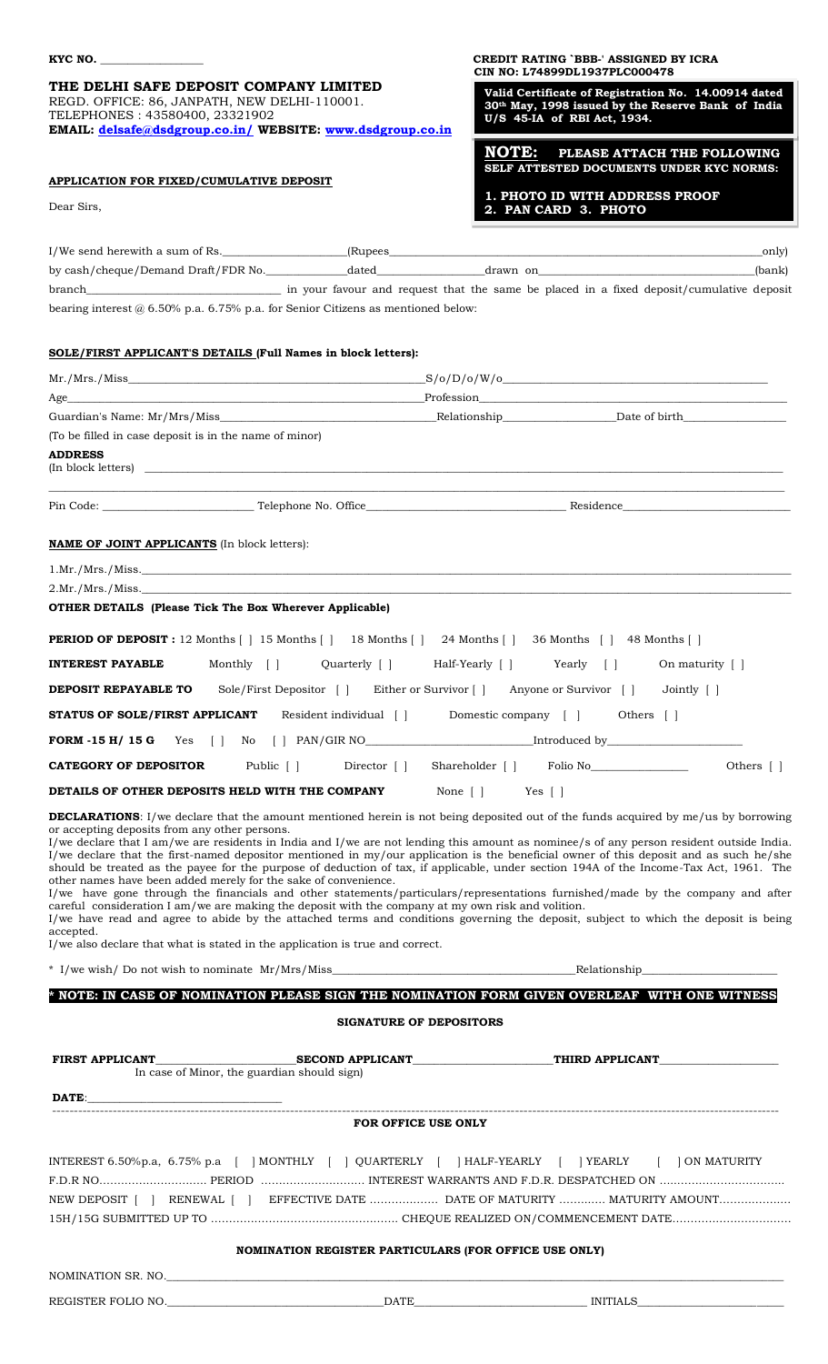**KYC NO. ________________**

**CREDIT RATING `BBB-' ASSIGNED BY ICRA**
**CIN NO: L74899DL1937PLC000478**

# THE DELHI SAFE DEPOSIT COMPANY LIMITED

REGD. OFFICE: 86, JANPATH, NEW DELHI-110001.
TELEPHONES : 43580400, 23321902
**EMAIL: delsafe@dsdgroup.co.in/ WEBSITE: www.dsdgroup.co.in**

**Valid Certificate of Registration No. 14.00914 dated 30th May, 1998 issued by the Reserve Bank of India U/S 45-IA of RBI Act, 1934.**

**NOTE: PLEASE ATTACH THE FOLLOWING SELF ATTESTED DOCUMENTS UNDER KYC NORMS:**

**1. PHOTO ID WITH ADDRESS PROOF**
**2. PAN CARD 3. PHOTO**

## APPLICATION FOR FIXED/CUMULATIVE DEPOSIT

Dear Sirs,

I/We send herewith a sum of Rs.____________________(Rupees____________________________________only) by cash/cheque/Demand Draft/FDR No.____________dated________________drawn on____________________(bank) branch______________________________ in your favour and request that the same be placed in a fixed deposit/cumulative deposit bearing interest @ 6.50% p.a. 6.75% p.a. for Senior Citizens as mentioned below:

## SOLE/FIRST APPLICANT'S DETAILS (Full Names in block letters):

Mr./Mrs./Miss________________________________________S/o/D/o/W/o________________________________

Age__________________________________________________Profession________________________________

Guardian's Name: Mr/Mrs/Miss__________________________Relationship________________Date of birth______________

(To be filled in case deposit is in the name of minor)

**ADDRESS**
(In block letters) ____________________________________________________________________________

______________________________________________________________________________________________

Pin Code: ______________________ Telephone No. Office____________________________ Residence______________________

## NAME OF JOINT APPLICANTS (In block letters):

1.Mr./Mrs./Miss.______________________________________________________________________________

2.Mr./Mrs./Miss.______________________________________________________________________________

## OTHER DETAILS (Please Tick The Box Wherever Applicable)

**PERIOD OF DEPOSIT :** 12 Months [ ] 15 Months [ ] 18 Months [ ] 24 Months [ ] 36 Months [ ] 48 Months [ ]

**INTEREST PAYABLE** Monthly [ ] Quarterly [ ] Half-Yearly [ ] Yearly [ ] On maturity [ ]

**DEPOSIT REPAYABLE TO** Sole/First Depositor [ ] Either or Survivor [ ] Anyone or Survivor [ ] Jointly [ ]

**STATUS OF SOLE/FIRST APPLICANT** Resident individual [ ] Domestic company [ ] Others [ ]

**FORM -15 H/ 15 G** Yes [ ] No [ ] PAN/GIR NO________________________Introduced by____________________

**CATEGORY OF DEPOSITOR** Public [ ] Director [ ] Shareholder [ ] Folio No______________ Others [ ]

**DETAILS OF OTHER DEPOSITS HELD WITH THE COMPANY** None [ ] Yes [ ]

**DECLARATIONS**: I/we declare that the amount mentioned herein is not being deposited out of the funds acquired by me/us by borrowing or accepting deposits from any other persons.

I/we declare that I am/we are residents in India and I/we are not lending this amount as nominee/s of any person resident outside India.

I/we declare that the first-named depositor mentioned in my/our application is the beneficial owner of this deposit and as such he/she should be treated as the payee for the purpose of deduction of tax, if applicable, under section 194A of the Income-Tax Act, 1961. The other names have been added merely for the sake of convenience.

I/we have gone through the financials and other statements/particulars/representations furnished/made by the company and after careful consideration I am/we are making the deposit with the company at my own risk and volition.

I/we have read and agree to abide by the attached terms and conditions governing the deposit, subject to which the deposit is being accepted.

I/we also declare that what is stated in the application is true and correct.

\* I/we wish/ Do not wish to nominate Mr/Mrs/Miss________________________________Relationship____________________

**\* NOTE: IN CASE OF NOMINATION PLEASE SIGN THE NOMINATION FORM GIVEN OVERLEAF WITH ONE WITNESS**

### SIGNATURE OF DEPOSITORS

**FIRST APPLICANT**____________________ **SECOND APPLICANT**____________________ **THIRD APPLICANT**________________
In case of Minor, the guardian should sign)

**DATE**:______________________________

---

### FOR OFFICE USE ONLY

INTEREST 6.50%p.a, 6.75% p.a [ ] MONTHLY [ ] QUARTERLY [ ] HALF-YEARLY [ ] YEARLY [ ] ON MATURITY

F.D.R NO.............................. PERIOD ............................ INTEREST WARRANTS AND F.D.R. DESPATCHED ON ..................................

NEW DEPOSIT [ ] RENEWAL [ ] EFFECTIVE DATE .................. DATE OF MATURITY ............ MATURITY AMOUNT...................

15H/15G SUBMITTED UP TO ................................................... CHEQUE REALIZED ON/COMMENCEMENT DATE................................

### NOMINATION REGISTER PARTICULARS (FOR OFFICE USE ONLY)

NOMINATION SR. NO.___________________________________________________________________________

REGISTER FOLIO NO.______________________________DATE__________________________ INITIALS____________________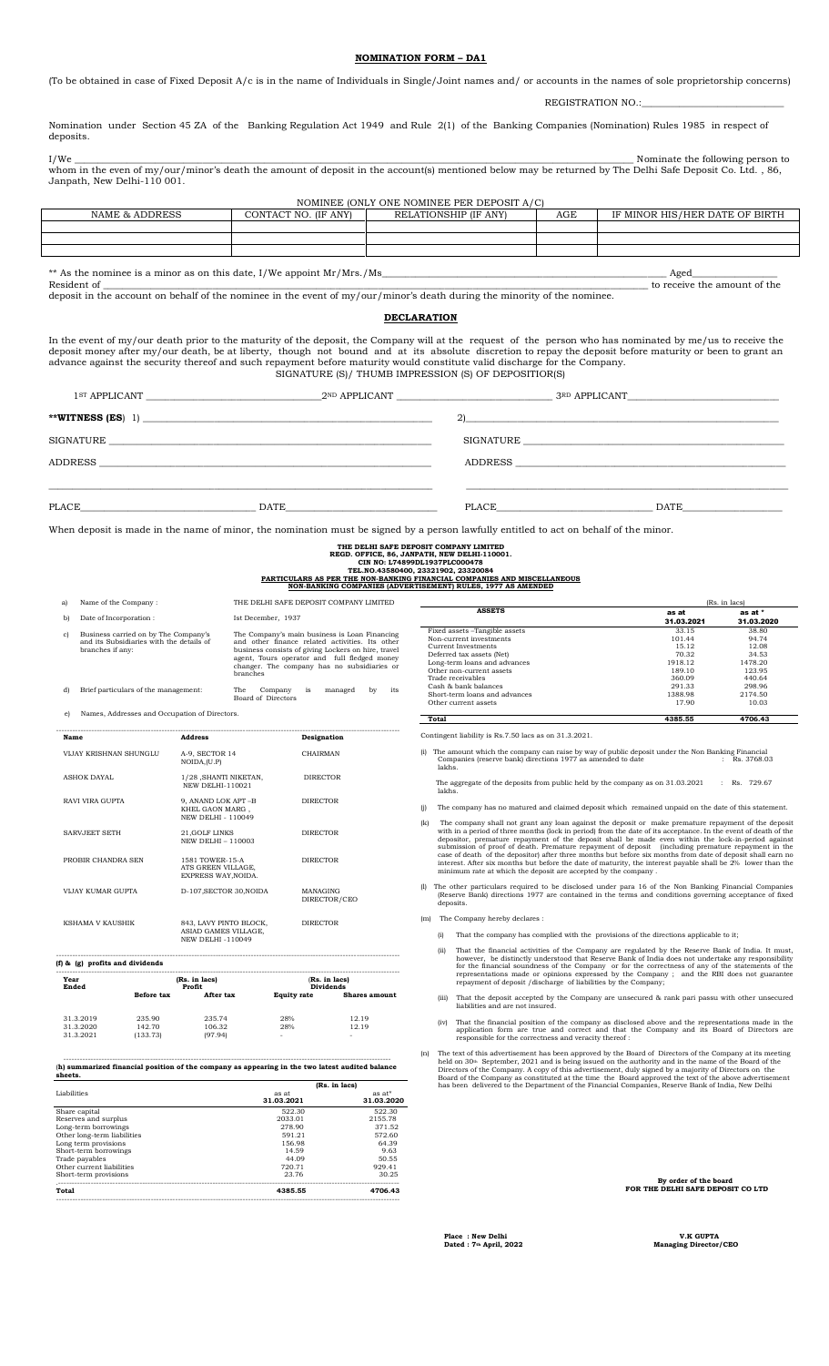## NOMINATION FORM – DA1

(To be obtained in case of Fixed Deposit A/c is in the name of Individuals in Single/Joint names and/ or accounts in the names of sole proprietorship concerns)

REGISTRATION NO.:___________________________

Nomination under Section 45 ZA of the Banking Regulation Act 1949 and Rule 2(1) of the Banking Companies (Nomination) Rules 1985 in respect of deposits.

I/We ______________________________________________________________________________________________ Nominate the following person to whom in the even of my/our/minor's death the amount of deposit in the account(s) mentioned below may be returned by The Delhi Safe Deposit Co. Ltd. , 86, Janpath, New Delhi-110 001.

NOMINEE (ONLY ONE NOMINEE PER DEPOSIT A/C)

| NAME & ADDRESS | CONTACT NO. (IF ANY) | RELATIONSHIP (IF ANY) | AGE | IF MINOR HIS/HER DATE OF BIRTH |
|---|---|---|---|---|
| | | | | |
| | | | | |
| | | | | |

** As the nominee is a minor as on this date, I/We appoint Mr/Mrs./Ms______________________________________________ Aged______________ Resident of ______________________________________________________________________________________ to receive the amount of the deposit in the account on behalf of the nominee in the event of my/our/minor's death during the minority of the nominee.

## DECLARATION

In the event of my/our death prior to the maturity of the deposit, the Company will at the request of the person who has nominated by me/us to receive the deposit money after my/our death, be at liberty, though not bound and at its absolute discretion to repay the deposit before maturity or been to grant an advance against the security thereof and such repayment before maturity would constitute valid discharge for the Company.

SIGNATURE (S)/ THUMB IMPRESSION (S) OF DEPOSITOR(S)

1ST APPLICANT ______________________ 2ND APPLICANT ______________________ 3RD APPLICANT______________________

**WITNESS (ES) 1) ______________________________ 2)______________________________

SIGNATURE ______________________________ SIGNATURE ______________________________

ADDRESS ______________________________ ADDRESS ______________________________

PLACE______________ DATE______________ PLACE______________ DATE______________

When deposit is made in the name of minor, the nomination must be signed by a person lawfully entitled to act on behalf of the minor.

**THE DELHI SAFE DEPOSIT COMPANY LIMITED**
**REGD. OFFICE, 86, JANPATH, NEW DELHI-110001.**
**CIN NO: L74899DL1937PLC000478**
**TEL.NO.43580400, 23321902, 23320084**
**PARTICULARS AS PER THE NON-BANKING FINANCIAL COMPANIES AND MISCELLANEOUS NON-BANKING COMPANIES (ADVERTISEMENT) RULES, 1977 AS AMENDED**

a) Name of the Company : THE DELHI SAFE DEPOSIT COMPANY LIMITED

b) Date of Incorporation : Ist December, 1937

c) Business carried on by The Company's and its Subsidiaries with the details of branches if any: The Company's main business is Loan Financing and other finance related activities. Its other business consists of giving Lockers on hire, travel agent, Tours operator and full fledged money changer. The company has no subsidiaries or branches

d) Brief particulars of the management: The Company is managed by its Board of Directors

e) Names, Addresses and Occupation of Directors.

| Name | Address | Designation |
|---|---|---|
| VIJAY KRISHNAN SHUNGLU | A-9, SECTOR 14 NOIDA,(U.P) | CHAIRMAN |
| ASHOK DAYAL | 1/28 ,SHANTI NIKETAN, NEW DELHI-110021 | DIRECTOR |
| RAVI VIRA GUPTA | 9, ANAND LOK APT –B KHEL GAON MARG , NEW DELHI - 110049 | DIRECTOR |
| SARVJEET SETH | 21,GOLF LINKS NEW DELHI – 110003 | DIRECTOR |
| PROBIR CHANDRA SEN | 1581 TOWER-15-A ATS GREEN VILLAGE, EXPRESS WAY,NOIDA. | DIRECTOR |
| VIJAY KUMAR GUPTA | D-107,SECTOR 30,NOIDA | MANAGING DIRECTOR/CEO |
| KSHAMA V KAUSHIK | 843, LAVY PINTO BLOCK, ASIAD GAMES VILLAGE, NEW DELHI -110049 | DIRECTOR |

**(f) & (g) profits and dividends**

| Year Ended | (Rs. in lacs) Profit | | (Rs. in lacs) Dividends | |
|---|---|---|---|---|
| | Before tax | After tax | Equity rate | Shares amount |
| 31.3.2019 | 235.90 | 235.74 | 28% | 12.19 |
| 31.3.2020 | 142.70 | 106.32 | 28% | 12.19 |
| 31.3.2021 | (133.73) | (97.94) | - | - |

**(h) summarized financial position of the company as appearing in the two latest audited balance sheets.**

| Liabilities | (Rs. in lacs) as at 31.03.2021 | as at* 31.03.2020 |
|---|---|---|
| Share capital | 522.30 | 522.30 |
| Reserves and surplus | 2033.01 | 2155.78 |
| Long-term borrowings | 278.90 | 371.52 |
| Other long-term liabilities | 591.21 | 572.60 |
| Long term provisions | 156.98 | 64.39 |
| Short-term borrowings | 14.59 | 9.63 |
| Trade payables | 44.09 | 50.55 |
| Other current liabilities | 720.71 | 929.41 |
| Short-term provisions | 23.76 | 30.25 |
| **Total** | **4385.55** | **4706.43** |

| ASSETS | (Rs. in lacs) as at 31.03.2021 | as at * 31.03.2020 |
|---|---|---|
| Fixed assets -Tangible assets | 33.15 | 38.80 |
| Non-current investments | 101.44 | 94.74 |
| Current Investments | 15.12 | 12.08 |
| Deferred tax assets (Net) | 70.32 | 34.53 |
| Long-term loans and advances | 1918.12 | 1478.20 |
| Other non-current assets | 189.10 | 123.95 |
| Trade receivables | 360.09 | 440.64 |
| Cash & bank balances | 291.33 | 298.96 |
| Short-term loans and advances | 1388.98 | 2174.50 |
| Other current assets | 17.90 | 10.03 |
| **Total** | **4385.55** | **4706.43** |

Contingent liability is Rs.7.50 lacs as on 31.3.2021.

(i) The amount which the company can raise by way of public deposit under the Non Banking Financial Companies (reserve bank) directions 1977 as amended to date : Rs. 3768.03 lakhs.

The aggregate of the deposits from public held by the company as on 31.03.2021 : Rs. 729.67 lakhs.

(j) The company has no matured and claimed deposit which remained unpaid on the date of this statement.

(k) The company shall not grant any loan against the deposit or make premature repayment of the deposit with in a period of three months (lock in period) from the date of its acceptance. In the event of death of the depositor, premature repayment of the deposit shall be made even within the lock-in-period against submission of proof of death. Premature repayment of deposit (including premature repayment in the case of death of the depositor) after three months but before six months from date of deposit shall earn no interest. After six months but before the date of maturity, the interest payable shall be 2% lower than the minimum rate at which the deposit are accepted by the company .

(l) The other particulars required to be disclosed under para 16 of the Non Banking Financial Companies (Reserve Bank) directions 1977 are contained in the terms and conditions governing acceptance of fixed deposits.

(m) The Company hereby declares :

(i) That the company has complied with the provisions of the directions applicable to it;

(ii) That the financial activities of the Company are regulated by the Reserve Bank of India. It must, however, be distinctly understood that Reserve Bank of India does not undertake any responsibility for the financial soundness of the Company or for the correctness of any of the statements of the representations made or opinions expressed by the Company ; and the RBI does not guarantee repayment of deposit /discharge of liabilities by the Company;

(iii) That the deposit accepted by the Company are unsecured & rank pari passu with other unsecured liabilities and are not insured.

(iv) That the financial position of the company as disclosed above and the representations made in the application form are true and correct and that the Company and its Board of Directors are responsible for the correctness and veracity thereof :

(n) The text of this advertisement has been approved by the Board of Directors of the Company at its meeting held on 30th September, 2021 and is being issued on the authority and in the name of the Board of the Directors of the Company. A copy of this advertisement, duly signed by a majority of Directors on the Board of the Company as constituted at the time the Board approved the text of the above advertisement has been delivered to the Department of the Financial Companies, Reserve Bank of India, New Delhi

**By order of the board**
**FOR THE DELHI SAFE DEPOSIT CO LTD**

**Place : New Delhi**
**Dated : 7th April, 2022**

**V.K GUPTA**
**Managing Director/CEO**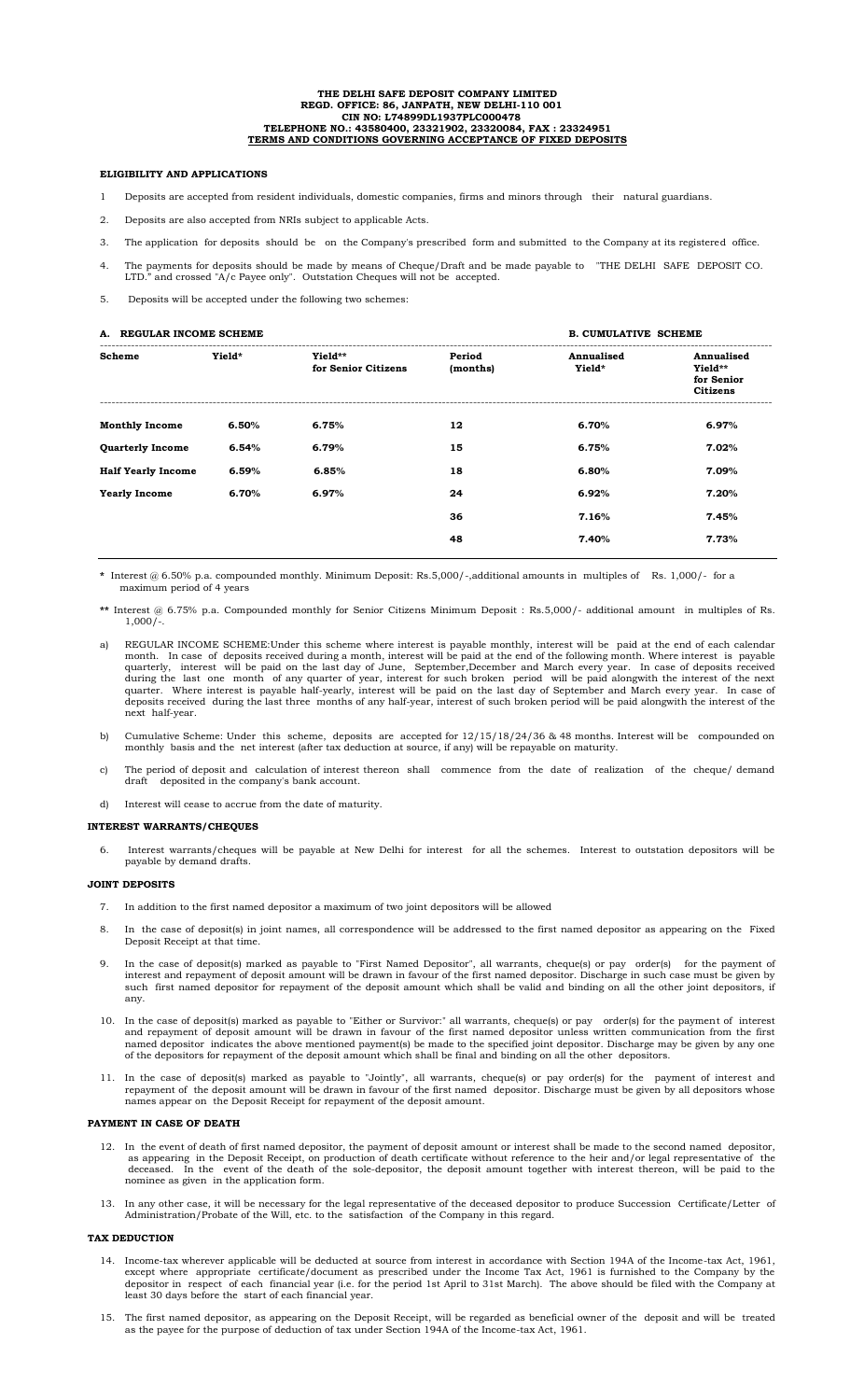**THE DELHI SAFE DEPOSIT COMPANY LIMITED**
**REGD. OFFICE: 86, JANPATH, NEW DELHI-110 001**
**CIN NO: L74899DL1937PLC000478**
**TELEPHONE NO.: 43580400, 23321902, 23320084, FAX : 23324951**
**TERMS AND CONDITIONS GOVERNING ACCEPTANCE OF FIXED DEPOSITS**

#### ELIGIBILITY AND APPLICATIONS

1 Deposits are accepted from resident individuals, domestic companies, firms and minors through their natural guardians.

2. Deposits are also accepted from NRIs subject to applicable Acts.

3. The application for deposits should be on the Company's prescribed form and submitted to the Company at its registered office.

4. The payments for deposits should be made by means of Cheque/Draft and be made payable to "THE DELHI SAFE DEPOSIT CO. LTD." and crossed "A/c Payee only". Outstation Cheques will not be accepted.

5. Deposits will be accepted under the following two schemes:

| A. REGULAR INCOME SCHEME | | | B. CUMULATIVE SCHEME | | |
|---|---|---|---|---|---|
| **Scheme** | **Yield*** | **Yield** for Senior Citizens** | **Period (months)** | **Annualised Yield*** | **Annualised Yield** for Senior Citizens** |
| **Monthly Income** | **6.50%** | **6.75%** | **12** | **6.70%** | **6.97%** |
| **Quarterly Income** | **6.54%** | **6.79%** | **15** | **6.75%** | **7.02%** |
| **Half Yearly Income** | **6.59%** | **6.85%** | **18** | **6.80%** | **7.09%** |
| **Yearly Income** | **6.70%** | **6.97%** | **24** | **6.92%** | **7.20%** |
| | | | **36** | **7.16%** | **7.45%** |
| | | | **48** | **7.40%** | **7.73%** |

\* Interest @ 6.50% p.a. compounded monthly. Minimum Deposit: Rs.5,000/-,additional amounts in multiples of Rs. 1,000/- for a maximum period of 4 years

\*\* Interest @ 6.75% p.a. Compounded monthly for Senior Citizens Minimum Deposit : Rs.5,000/- additional amount in multiples of Rs. 1,000/-.

a) REGULAR INCOME SCHEME:Under this scheme where interest is payable monthly, interest will be paid at the end of each calendar month. In case of deposits received during a month, interest will be paid at the end of the following month. Where interest is payable quarterly, interest will be paid on the last day of June, September,December and March every year. In case of deposits received during the last one month of any quarter of year, interest for such broken period will be paid alongwith the interest of the next quarter. Where interest is payable half-yearly, interest will be paid on the last day of September and March every year. In case of deposits received during the last three months of any half-year, interest of such broken period will be paid alongwith the interest of the next half-year.

b) Cumulative Scheme: Under this scheme, deposits are accepted for 12/15/18/24/36 & 48 months. Interest will be compounded on monthly basis and the net interest (after tax deduction at source, if any) will be repayable on maturity.

c) The period of deposit and calculation of interest thereon shall commence from the date of realization of the cheque/ demand draft deposited in the company's bank account.

d) Interest will cease to accrue from the date of maturity.

#### INTEREST WARRANTS/CHEQUES

6. Interest warrants/cheques will be payable at New Delhi for interest for all the schemes. Interest to outstation depositors will be payable by demand drafts.

#### JOINT DEPOSITS

7. In addition to the first named depositor a maximum of two joint depositors will be allowed

8. In the case of deposit(s) in joint names, all correspondence will be addressed to the first named depositor as appearing on the Fixed Deposit Receipt at that time.

9. In the case of deposit(s) marked as payable to "First Named Depositor", all warrants, cheque(s) or pay order(s) for the payment of interest and repayment of deposit amount will be drawn in favour of the first named depositor. Discharge in such case must be given by such first named depositor for repayment of the deposit amount which shall be valid and binding on all the other joint depositors, if any.

10. In the case of deposit(s) marked as payable to "Either or Survivor:" all warrants, cheque(s) or pay order(s) for the payment of interest and repayment of deposit amount will be drawn in favour of the first named depositor unless written communication from the first named depositor indicates the above mentioned payment(s) be made to the specified joint depositor. Discharge may be given by any one of the depositors for repayment of the deposit amount which shall be final and binding on all the other depositors.

11. In the case of deposit(s) marked as payable to "Jointly", all warrants, cheque(s) or pay order(s) for the payment of interest and repayment of the deposit amount will be drawn in favour of the first named depositor. Discharge must be given by all depositors whose names appear on the Deposit Receipt for repayment of the deposit amount.

#### PAYMENT IN CASE OF DEATH

12. In the event of death of first named depositor, the payment of deposit amount or interest shall be made to the second named depositor, as appearing in the Deposit Receipt, on production of death certificate without reference to the heir and/or legal representative of the deceased. In the event of the death of the sole-depositor, the deposit amount together with interest thereon, will be paid to the nominee as given in the application form.

13. In any other case, it will be necessary for the legal representative of the deceased depositor to produce Succession Certificate/Letter of Administration/Probate of the Will, etc. to the satisfaction of the Company in this regard.

#### TAX DEDUCTION

14. Income-tax wherever applicable will be deducted at source from interest in accordance with Section 194A of the Income-tax Act, 1961, except where appropriate certificate/document as prescribed under the Income Tax Act, 1961 is furnished to the Company by the depositor in respect of each financial year (i.e. for the period 1st April to 31st March). The above should be filed with the Company at least 30 days before the start of each financial year.

15. The first named depositor, as appearing on the Deposit Receipt, will be regarded as beneficial owner of the deposit and will be treated as the payee for the purpose of deduction of tax under Section 194A of the Income-tax Act, 1961.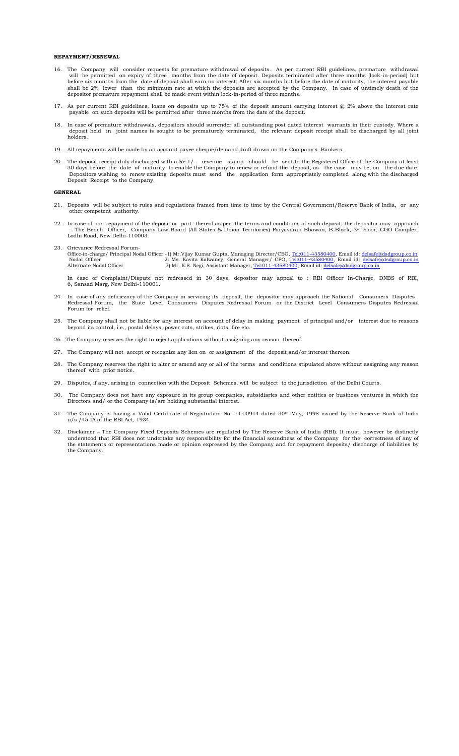**REPAYMENT/RENEWAL**

16. The Company will consider requests for premature withdrawal of deposits. As per current RBI guidelines, premature withdrawal will be permitted on expiry of three months from the date of deposit. Deposits terminated after three months (lock-in-period) but before six months from the date of deposit shall earn no interest; After six months but before the date of maturity, the interest payable shall be 2% lower than the minimum rate at which the deposits are accepted by the Company. In case of untimely death of the depositor premature repayment shall be made event within lock-in-period of three months.

17. As per current RBI guidelines, loans on deposits up to 75% of the deposit amount carrying interest @ 2% above the interest rate payable on such deposits will be permitted after three months from the date of the deposit.

18. In case of premature withdrawals, depositors should surrender all outstanding post dated interest warrants in their custody. Where a deposit held in joint names is sought to be prematurely terminated, the relevant deposit receipt shall be discharged by all joint holders.

19. All repayments will be made by an account payee cheque/demand draft drawn on the Company's Bankers.

20. The deposit receipt duly discharged with a Re.1/- revenue stamp should be sent to the Registered Office of the Company at least 30 days before the date of maturity to enable the Company to renew or refund the deposit, as the case may be, on the due date. Depositors wishing to renew existing deposits must send the application form appropriately completed along with the discharged Deposit Receipt to the Company.

**GENERAL**

21. Deposits will be subject to rules and regulations framed from time to time by the Central Government/Reserve Bank of India, or any other competent authority.

22. In case of non-repayment of the deposit or part thereof as per the terms and conditions of such deposit, the depositor may approach : The Bench Officer, Company Law Board (All States & Union Territories) Paryavaran Bhawan, B-Block, 3rd Floor, CGO Complex, Lodhi Road, New Delhi-110003.

23. Grievance Redressal Forum-

    Office-in-charge/ Principal Nodal Officer - 1) Mr.Vijay Kumar Gupta, Managing Director/CEO, Tel:011-43580400, Email id: delsafe@dsdgroup.co.in
    Nodal Officer 2) Ms. Kavita Kalwaney, General Manager/ CFO, Tel:011-43580400, Email id: delsafe@dsdgroup.co.in
    Alternate Nodal Officer 3) Mr. K.S. Negi, Assistant Manager, Tel:011-43580400, Email id: delsafe@dsdgroup.co.in

    In case of Complaint/Dispute not redressed in 30 days, depositor may appeal to : RBI Officer In-Charge, DNBS of RBI, 6, Sansad Marg, New Delhi-110001.

24. In case of any deficieznсy of the Company in servicing its deposit, the depositor may approach the National Consumers Disputes Redressal Forum, the State Level Consumers Disputes Redressal Forum or the District Level Consumers Disputes Redressal Forum for relief.

25. The Company shall not be liable for any interest on account of delay in making payment of principal and/or interest due to reasons beyond its control, i.e., postal delays, power cuts, strikes, riots, fire etc.

26. The Company reserves the right to reject applications without assigning any reason thereof.

27. The Company will not accept or recognize any lien on or assignment of the deposit and/or interest thereon.

28. The Company reserves the right to alter or amend any or all of the terms and conditions stipulated above without assigning any reason thereof with prior notice.

29. Disputes, if any, arising in connection with the Deposit Schemes, will be subject to the jurisdiction of the Delhi Courts.

30. The Company does not have any exposure in its group companies, subsidiaries and other entities or business ventures in which the Directors and/ or the Company is/are holding substantial interest.

31. The Company is having a Valid Certificate of Registration No. 14.00914 dated 30th May, 1998 issued by the Reserve Bank of India u/s /45-IA of the RBI Act, 1934.

32. Disclaimer – The Company Fixed Deposits Schemes are regulated by The Reserve Bank of India (RBI). It must, however be distinctly understood that RBI does not undertake any responsibility for the financial soundness of the Company for the correctness of any of the statements or representations made or opinion expressed by the Company and for repayment deposits/ discharge of liabilities by the Company.